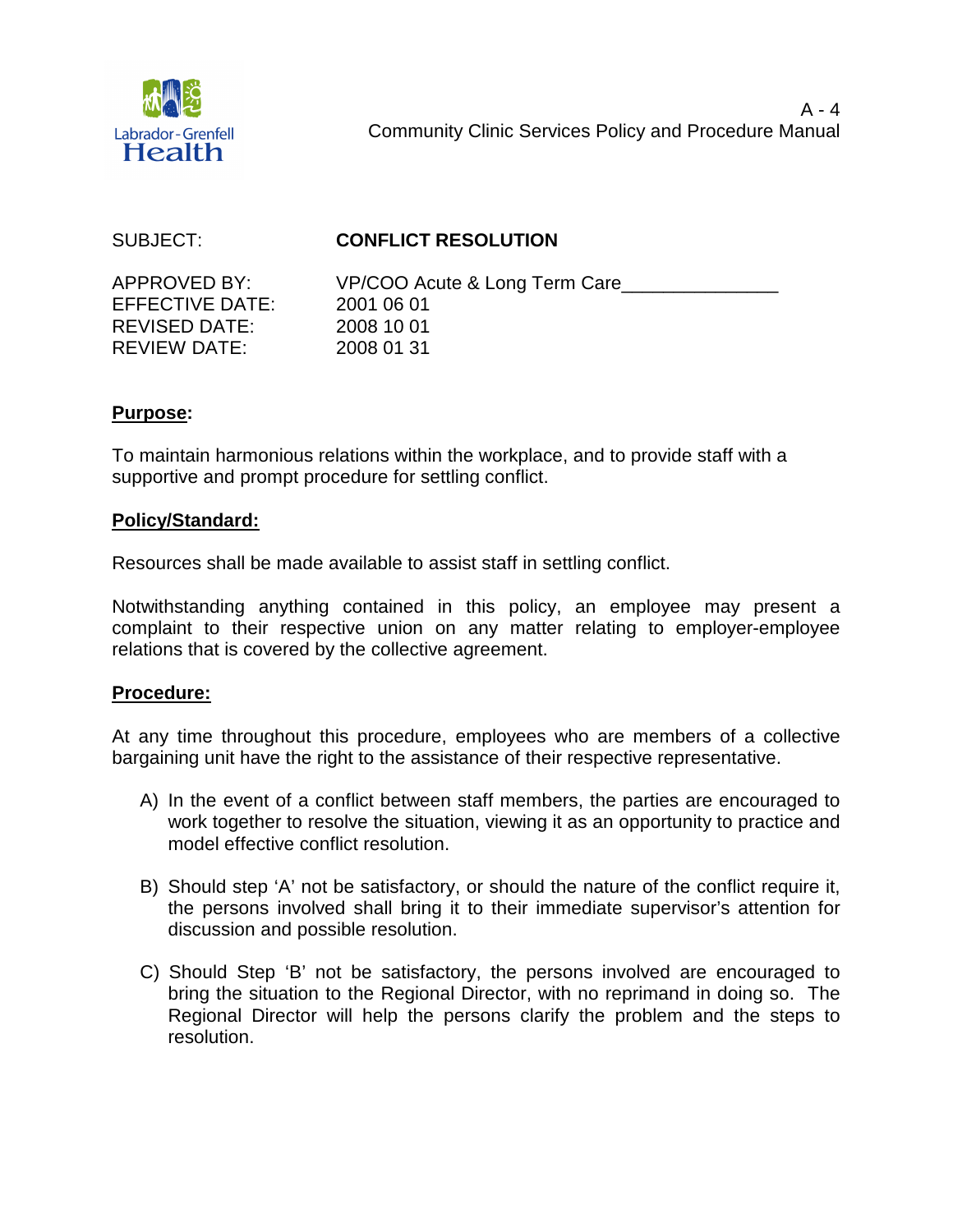A - 4
Community Clinic Services Policy and Procedure Manual

| | |
|---|---|
| SUBJECT: | **CONFLICT RESOLUTION** |
| APPROVED BY: | VP/COO Acute & Long Term Care_______________ |
| EFFECTIVE DATE: | 2001 06 01 |
| REVISED DATE: | 2008 10 01 |
| REVIEW DATE: | 2008 01 31 |

**Purpose:**

To maintain harmonious relations within the workplace, and to provide staff with a supportive and prompt procedure for settling conflict.

**Policy/Standard:**

Resources shall be made available to assist staff in settling conflict.

Notwithstanding anything contained in this policy, an employee may present a complaint to their respective union on any matter relating to employer-employee relations that is covered by the collective agreement.

**Procedure:**

At any time throughout this procedure, employees who are members of a collective bargaining unit have the right to the assistance of their respective representative.

A) In the event of a conflict between staff members, the parties are encouraged to work together to resolve the situation, viewing it as an opportunity to practice and model effective conflict resolution.

B) Should step 'A' not be satisfactory, or should the nature of the conflict require it, the persons involved shall bring it to their immediate supervisor's attention for discussion and possible resolution.

C) Should Step 'B' not be satisfactory, the persons involved are encouraged to bring the situation to the Regional Director, with no reprimand in doing so. The Regional Director will help the persons clarify the problem and the steps to resolution.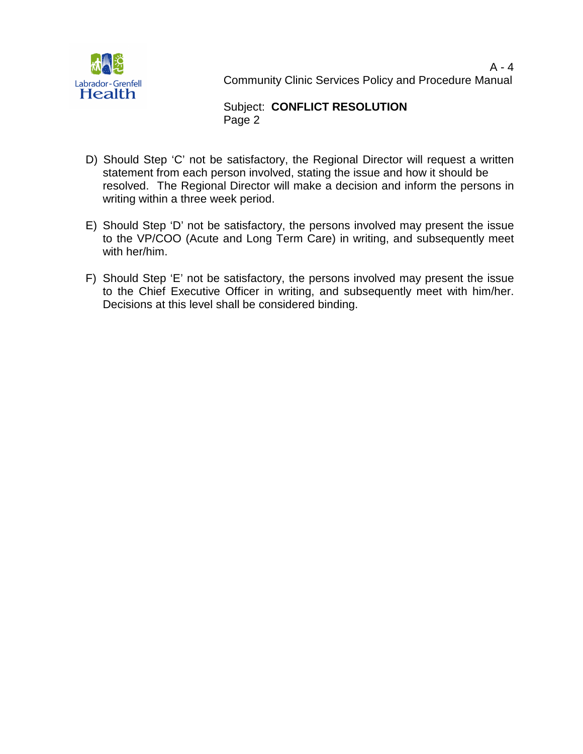D) Should Step 'C' not be satisfactory, the Regional Director will request a written statement from each person involved, stating the issue and how it should be resolved. The Regional Director will make a decision and inform the persons in writing within a three week period.

E) Should Step 'D' not be satisfactory, the persons involved may present the issue to the VP/COO (Acute and Long Term Care) in writing, and subsequently meet with her/him.

F) Should Step 'E' not be satisfactory, the persons involved may present the issue to the Chief Executive Officer in writing, and subsequently meet with him/her. Decisions at this level shall be considered binding.